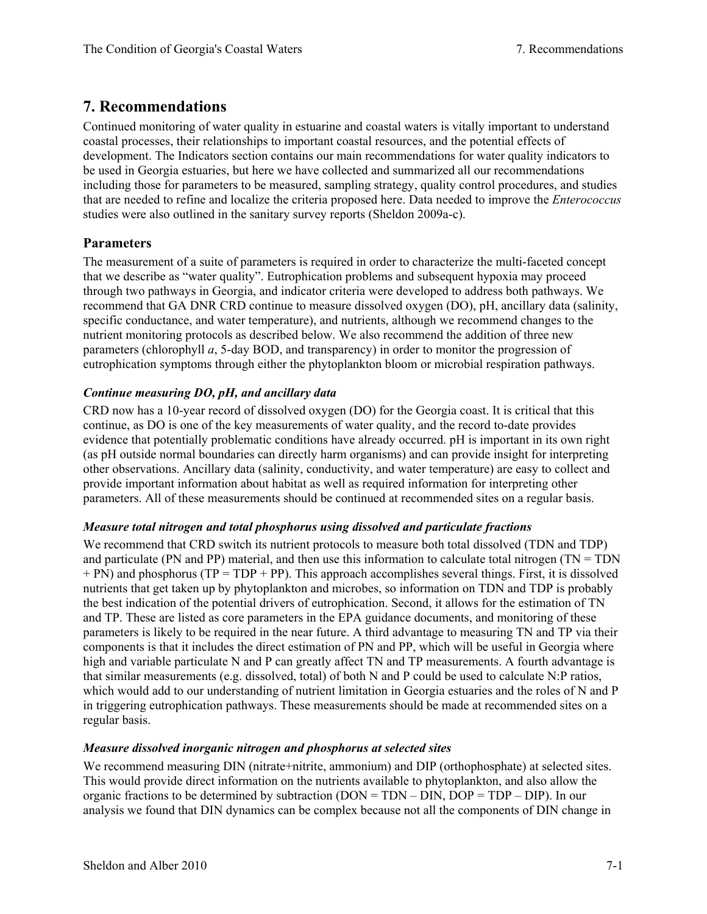# 7. Recommendations

Continued monitoring of water quality in estuarine and coastal waters is vitally important to understand coastal processes, their relationships to important coastal resources, and the potential effects of development. The Indicators section contains our main recommendations for water quality indicators to be used in Georgia estuaries, but here we have collected and summarized all our recommendations including those for parameters to be measured, sampling strategy, quality control procedures, and studies that are needed to refine and localize the criteria proposed here. Data needed to improve the *Enterococcus* studies were also outlined in the sanitary survey reports (Sheldon 2009a-c).

## Parameters

The measurement of a suite of parameters is required in order to characterize the multi-faceted concept that we describe as "water quality". Eutrophication problems and subsequent hypoxia may proceed through two pathways in Georgia, and indicator criteria were developed to address both pathways. We recommend that GA DNR CRD continue to measure dissolved oxygen (DO), pH, ancillary data (salinity, specific conductance, and water temperature), and nutrients, although we recommend changes to the nutrient monitoring protocols as described below. We also recommend the addition of three new parameters (chlorophyll *a*, 5-day BOD, and transparency) in order to monitor the progression of eutrophication symptoms through either the phytoplankton bloom or microbial respiration pathways.

### *Continue measuring DO, pH, and ancillary data*

CRD now has a 10-year record of dissolved oxygen (DO) for the Georgia coast. It is critical that this continue, as DO is one of the key measurements of water quality, and the record to-date provides evidence that potentially problematic conditions have already occurred. pH is important in its own right (as pH outside normal boundaries can directly harm organisms) and can provide insight for interpreting other observations. Ancillary data (salinity, conductivity, and water temperature) are easy to collect and provide important information about habitat as well as required information for interpreting other parameters. All of these measurements should be continued at recommended sites on a regular basis.

### *Measure total nitrogen and total phosphorus using dissolved and particulate fractions*

We recommend that CRD switch its nutrient protocols to measure both total dissolved (TDN and TDP) and particulate (PN and PP) material, and then use this information to calculate total nitrogen (TN = TDN + PN) and phosphorus (TP = TDP + PP). This approach accomplishes several things. First, it is dissolved nutrients that get taken up by phytoplankton and microbes, so information on TDN and TDP is probably the best indication of the potential drivers of eutrophication. Second, it allows for the estimation of TN and TP. These are listed as core parameters in the EPA guidance documents, and monitoring of these parameters is likely to be required in the near future. A third advantage to measuring TN and TP via their components is that it includes the direct estimation of PN and PP, which will be useful in Georgia where high and variable particulate N and P can greatly affect TN and TP measurements. A fourth advantage is that similar measurements (e.g. dissolved, total) of both N and P could be used to calculate N:P ratios, which would add to our understanding of nutrient limitation in Georgia estuaries and the roles of N and P in triggering eutrophication pathways. These measurements should be made at recommended sites on a regular basis.

### *Measure dissolved inorganic nitrogen and phosphorus at selected sites*

We recommend measuring DIN (nitrate+nitrite, ammonium) and DIP (orthophosphate) at selected sites. This would provide direct information on the nutrients available to phytoplankton, and also allow the organic fractions to be determined by subtraction (DON = TDN – DIN, DOP = TDP – DIP). In our analysis we found that DIN dynamics can be complex because not all the components of DIN change in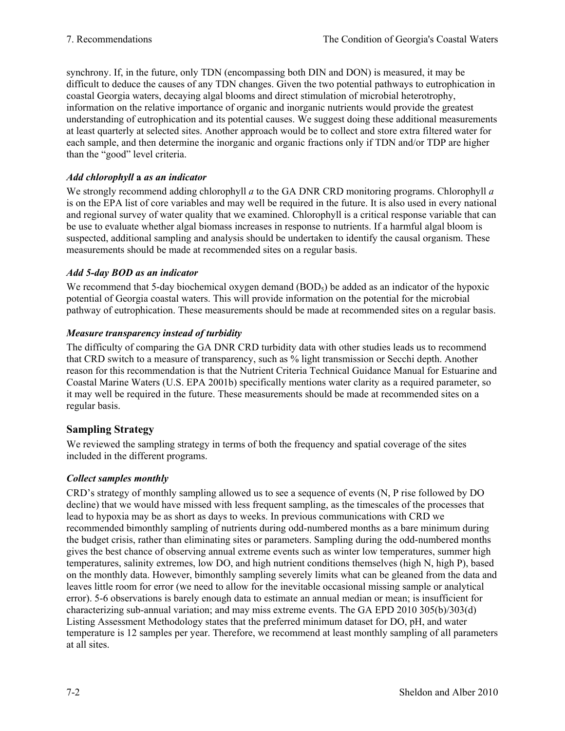synchrony. If, in the future, only TDN (encompassing both DIN and DON) is measured, it may be difficult to deduce the causes of any TDN changes. Given the two potential pathways to eutrophication in coastal Georgia waters, decaying algal blooms and direct stimulation of microbial heterotrophy, information on the relative importance of organic and inorganic nutrients would provide the greatest understanding of eutrophication and its potential causes. We suggest doing these additional measurements at least quarterly at selected sites. Another approach would be to collect and store extra filtered water for each sample, and then determine the inorganic and organic fractions only if TDN and/or TDP are higher than the "good" level criteria.

### *Add chlorophyll* **a** *as an indicator*

We strongly recommend adding chlorophyll *a* to the GA DNR CRD monitoring programs. Chlorophyll *a* is on the EPA list of core variables and may well be required in the future. It is also used in every national and regional survey of water quality that we examined. Chlorophyll is a critical response variable that can be use to evaluate whether algal biomass increases in response to nutrients. If a harmful algal bloom is suspected, additional sampling and analysis should be undertaken to identify the causal organism. These measurements should be made at recommended sites on a regular basis.

### *Add 5-day BOD as an indicator*

We recommend that 5-day biochemical oxygen demand ($BOD_5$) be added as an indicator of the hypoxic potential of Georgia coastal waters. This will provide information on the potential for the microbial pathway of eutrophication. These measurements should be made at recommended sites on a regular basis.

### *Measure transparency instead of turbidity*

The difficulty of comparing the GA DNR CRD turbidity data with other studies leads us to recommend that CRD switch to a measure of transparency, such as % light transmission or Secchi depth. Another reason for this recommendation is that the Nutrient Criteria Technical Guidance Manual for Estuarine and Coastal Marine Waters (U.S. EPA 2001b) specifically mentions water clarity as a required parameter, so it may well be required in the future. These measurements should be made at recommended sites on a regular basis.

## Sampling Strategy

We reviewed the sampling strategy in terms of both the frequency and spatial coverage of the sites included in the different programs.

### *Collect samples monthly*

CRD's strategy of monthly sampling allowed us to see a sequence of events (N, P rise followed by DO decline) that we would have missed with less frequent sampling, as the timescales of the processes that lead to hypoxia may be as short as days to weeks. In previous communications with CRD we recommended bimonthly sampling of nutrients during odd-numbered months as a bare minimum during the budget crisis, rather than eliminating sites or parameters. Sampling during the odd-numbered months gives the best chance of observing annual extreme events such as winter low temperatures, summer high temperatures, salinity extremes, low DO, and high nutrient conditions themselves (high N, high P), based on the monthly data. However, bimonthly sampling severely limits what can be gleaned from the data and leaves little room for error (we need to allow for the inevitable occasional missing sample or analytical error). 5-6 observations is barely enough data to estimate an annual median or mean; is insufficient for characterizing sub-annual variation; and may miss extreme events. The GA EPD 2010 305(b)/303(d) Listing Assessment Methodology states that the preferred minimum dataset for DO, pH, and water temperature is 12 samples per year. Therefore, we recommend at least monthly sampling of all parameters at all sites.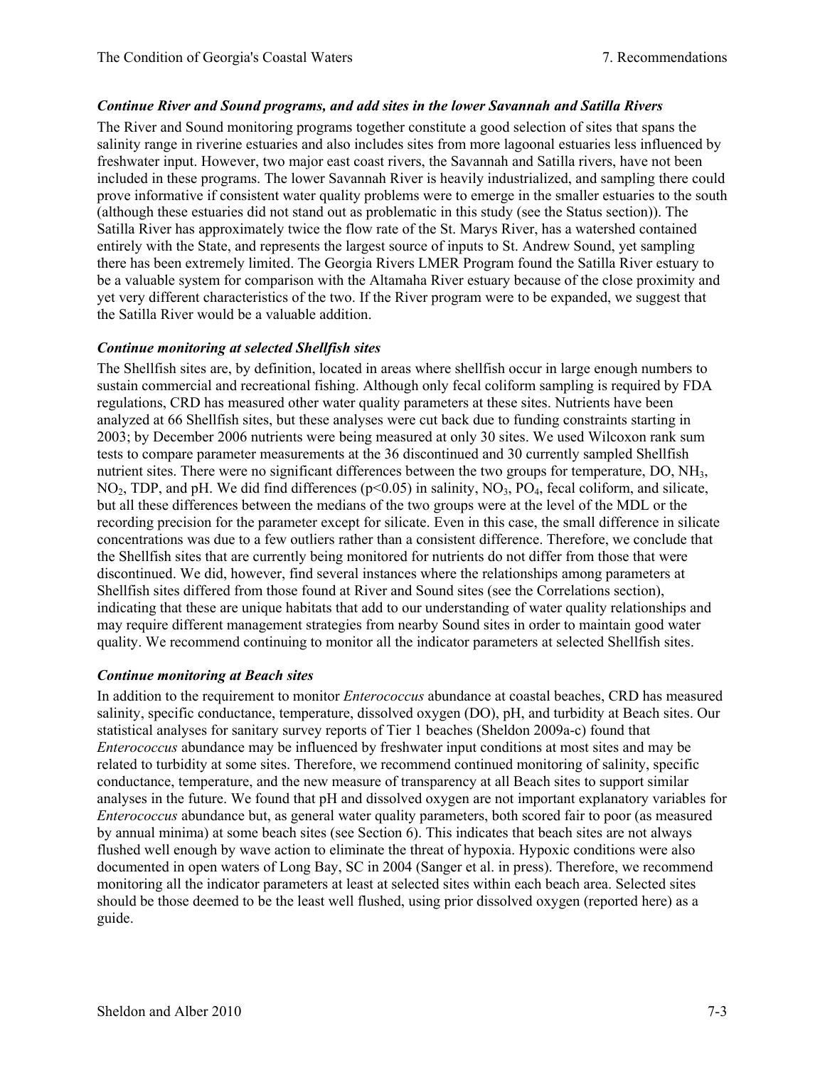### *Continue River and Sound programs, and add sites in the lower Savannah and Satilla Rivers*

The River and Sound monitoring programs together constitute a good selection of sites that spans the salinity range in riverine estuaries and also includes sites from more lagoonal estuaries less influenced by freshwater input. However, two major east coast rivers, the Savannah and Satilla rivers, have not been included in these programs. The lower Savannah River is heavily industrialized, and sampling there could prove informative if consistent water quality problems were to emerge in the smaller estuaries to the south (although these estuaries did not stand out as problematic in this study (see the Status section)). The Satilla River has approximately twice the flow rate of the St. Marys River, has a watershed contained entirely with the State, and represents the largest source of inputs to St. Andrew Sound, yet sampling there has been extremely limited. The Georgia Rivers LMER Program found the Satilla River estuary to be a valuable system for comparison with the Altamaha River estuary because of the close proximity and yet very different characteristics of the two. If the River program were to be expanded, we suggest that the Satilla River would be a valuable addition.

### *Continue monitoring at selected Shellfish sites*

The Shellfish sites are, by definition, located in areas where shellfish occur in large enough numbers to sustain commercial and recreational fishing. Although only fecal coliform sampling is required by FDA regulations, CRD has measured other water quality parameters at these sites. Nutrients have been analyzed at 66 Shellfish sites, but these analyses were cut back due to funding constraints starting in 2003; by December 2006 nutrients were being measured at only 30 sites. We used Wilcoxon rank sum tests to compare parameter measurements at the 36 discontinued and 30 currently sampled Shellfish nutrient sites. There were no significant differences between the two groups for temperature, DO, $NH_3$, $NO_2$, TDP, and pH. We did find differences ($p<0.05$) in salinity, $NO_3$, $PO_4$, fecal coliform, and silicate, but all these differences between the medians of the two groups were at the level of the MDL or the recording precision for the parameter except for silicate. Even in this case, the small difference in silicate concentrations was due to a few outliers rather than a consistent difference. Therefore, we conclude that the Shellfish sites that are currently being monitored for nutrients do not differ from those that were discontinued. We did, however, find several instances where the relationships among parameters at Shellfish sites differed from those found at River and Sound sites (see the Correlations section), indicating that these are unique habitats that add to our understanding of water quality relationships and may require different management strategies from nearby Sound sites in order to maintain good water quality. We recommend continuing to monitor all the indicator parameters at selected Shellfish sites.

### *Continue monitoring at Beach sites*

In addition to the requirement to monitor *Enterococcus* abundance at coastal beaches, CRD has measured salinity, specific conductance, temperature, dissolved oxygen (DO), pH, and turbidity at Beach sites. Our statistical analyses for sanitary survey reports of Tier 1 beaches (Sheldon 2009a-c) found that *Enterococcus* abundance may be influenced by freshwater input conditions at most sites and may be related to turbidity at some sites. Therefore, we recommend continued monitoring of salinity, specific conductance, temperature, and the new measure of transparency at all Beach sites to support similar analyses in the future. We found that pH and dissolved oxygen are not important explanatory variables for *Enterococcus* abundance but, as general water quality parameters, both scored fair to poor (as measured by annual minima) at some beach sites (see Section 6). This indicates that beach sites are not always flushed well enough by wave action to eliminate the threat of hypoxia. Hypoxic conditions were also documented in open waters of Long Bay, SC in 2004 (Sanger et al. in press). Therefore, we recommend monitoring all the indicator parameters at least at selected sites within each beach area. Selected sites should be those deemed to be the least well flushed, using prior dissolved oxygen (reported here) as a guide.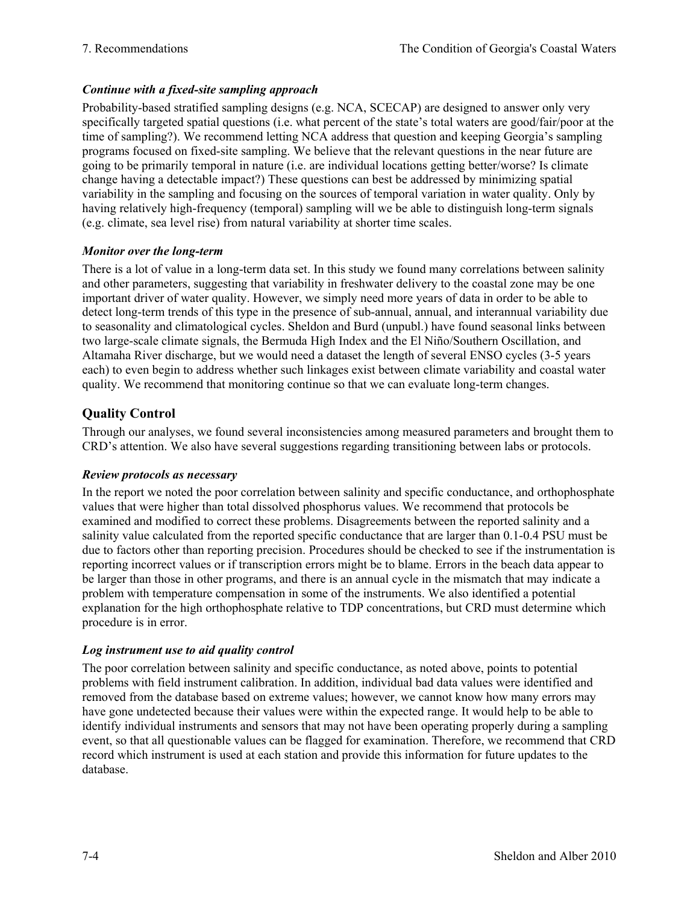### *Continue with a fixed-site sampling approach*

Probability-based stratified sampling designs (e.g. NCA, SCECAP) are designed to answer only very specifically targeted spatial questions (i.e. what percent of the state's total waters are good/fair/poor at the time of sampling?). We recommend letting NCA address that question and keeping Georgia's sampling programs focused on fixed-site sampling. We believe that the relevant questions in the near future are going to be primarily temporal in nature (i.e. are individual locations getting better/worse? Is climate change having a detectable impact?) These questions can best be addressed by minimizing spatial variability in the sampling and focusing on the sources of temporal variation in water quality. Only by having relatively high-frequency (temporal) sampling will we be able to distinguish long-term signals (e.g. climate, sea level rise) from natural variability at shorter time scales.

### *Monitor over the long-term*

There is a lot of value in a long-term data set. In this study we found many correlations between salinity and other parameters, suggesting that variability in freshwater delivery to the coastal zone may be one important driver of water quality. However, we simply need more years of data in order to be able to detect long-term trends of this type in the presence of sub-annual, annual, and interannual variability due to seasonality and climatological cycles. Sheldon and Burd (unpubl.) have found seasonal links between two large-scale climate signals, the Bermuda High Index and the El Niño/Southern Oscillation, and Altamaha River discharge, but we would need a dataset the length of several ENSO cycles (3-5 years each) to even begin to address whether such linkages exist between climate variability and coastal water quality. We recommend that monitoring continue so that we can evaluate long-term changes.

## Quality Control

Through our analyses, we found several inconsistencies among measured parameters and brought them to CRD's attention. We also have several suggestions regarding transitioning between labs or protocols.

### *Review protocols as necessary*

In the report we noted the poor correlation between salinity and specific conductance, and orthophosphate values that were higher than total dissolved phosphorus values. We recommend that protocols be examined and modified to correct these problems. Disagreements between the reported salinity and a salinity value calculated from the reported specific conductance that are larger than 0.1-0.4 PSU must be due to factors other than reporting precision. Procedures should be checked to see if the instrumentation is reporting incorrect values or if transcription errors might be to blame. Errors in the beach data appear to be larger than those in other programs, and there is an annual cycle in the mismatch that may indicate a problem with temperature compensation in some of the instruments. We also identified a potential explanation for the high orthophosphate relative to TDP concentrations, but CRD must determine which procedure is in error.

### *Log instrument use to aid quality control*

The poor correlation between salinity and specific conductance, as noted above, points to potential problems with field instrument calibration. In addition, individual bad data values were identified and removed from the database based on extreme values; however, we cannot know how many errors may have gone undetected because their values were within the expected range. It would help to be able to identify individual instruments and sensors that may not have been operating properly during a sampling event, so that all questionable values can be flagged for examination. Therefore, we recommend that CRD record which instrument is used at each station and provide this information for future updates to the database.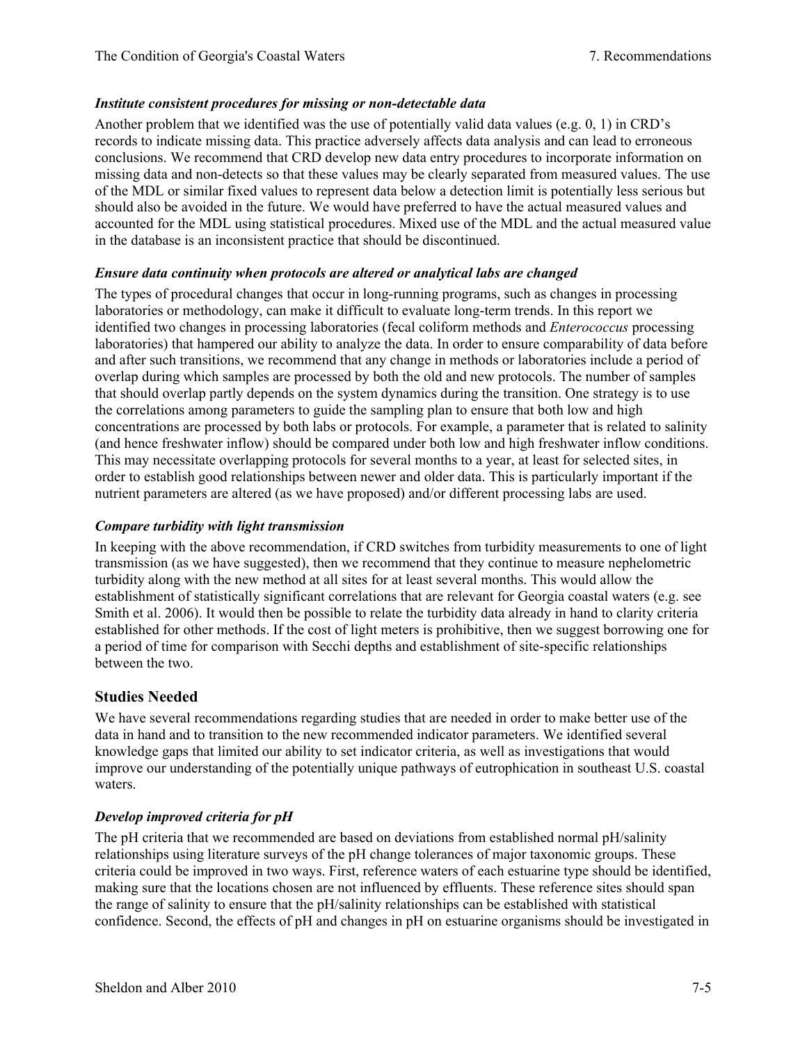### *Institute consistent procedures for missing or non-detectable data*

Another problem that we identified was the use of potentially valid data values (e.g. 0, 1) in CRD's records to indicate missing data. This practice adversely affects data analysis and can lead to erroneous conclusions. We recommend that CRD develop new data entry procedures to incorporate information on missing data and non-detects so that these values may be clearly separated from measured values. The use of the MDL or similar fixed values to represent data below a detection limit is potentially less serious but should also be avoided in the future. We would have preferred to have the actual measured values and accounted for the MDL using statistical procedures. Mixed use of the MDL and the actual measured value in the database is an inconsistent practice that should be discontinued.

### *Ensure data continuity when protocols are altered or analytical labs are changed*

The types of procedural changes that occur in long-running programs, such as changes in processing laboratories or methodology, can make it difficult to evaluate long-term trends. In this report we identified two changes in processing laboratories (fecal coliform methods and *Enterococcus* processing laboratories) that hampered our ability to analyze the data. In order to ensure comparability of data before and after such transitions, we recommend that any change in methods or laboratories include a period of overlap during which samples are processed by both the old and new protocols. The number of samples that should overlap partly depends on the system dynamics during the transition. One strategy is to use the correlations among parameters to guide the sampling plan to ensure that both low and high concentrations are processed by both labs or protocols. For example, a parameter that is related to salinity (and hence freshwater inflow) should be compared under both low and high freshwater inflow conditions. This may necessitate overlapping protocols for several months to a year, at least for selected sites, in order to establish good relationships between newer and older data. This is particularly important if the nutrient parameters are altered (as we have proposed) and/or different processing labs are used.

### *Compare turbidity with light transmission*

In keeping with the above recommendation, if CRD switches from turbidity measurements to one of light transmission (as we have suggested), then we recommend that they continue to measure nephelometric turbidity along with the new method at all sites for at least several months. This would allow the establishment of statistically significant correlations that are relevant for Georgia coastal waters (e.g. see Smith et al. 2006). It would then be possible to relate the turbidity data already in hand to clarity criteria established for other methods. If the cost of light meters is prohibitive, then we suggest borrowing one for a period of time for comparison with Secchi depths and establishment of site-specific relationships between the two.

## Studies Needed

We have several recommendations regarding studies that are needed in order to make better use of the data in hand and to transition to the new recommended indicator parameters. We identified several knowledge gaps that limited our ability to set indicator criteria, as well as investigations that would improve our understanding of the potentially unique pathways of eutrophication in southeast U.S. coastal waters.

### *Develop improved criteria for pH*

The pH criteria that we recommended are based on deviations from established normal pH/salinity relationships using literature surveys of the pH change tolerances of major taxonomic groups. These criteria could be improved in two ways. First, reference waters of each estuarine type should be identified, making sure that the locations chosen are not influenced by effluents. These reference sites should span the range of salinity to ensure that the pH/salinity relationships can be established with statistical confidence. Second, the effects of pH and changes in pH on estuarine organisms should be investigated in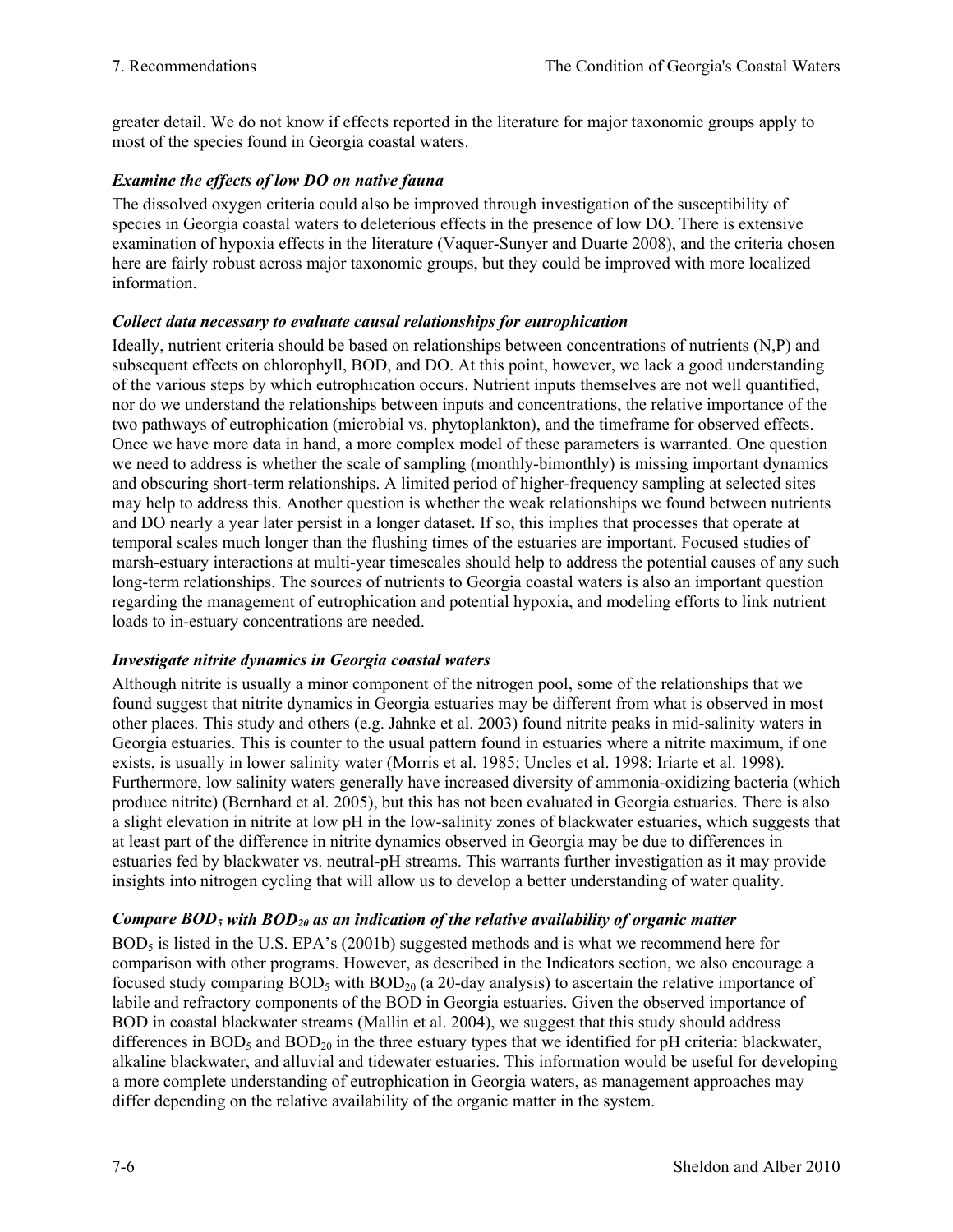greater detail. We do not know if effects reported in the literature for major taxonomic groups apply to most of the species found in Georgia coastal waters.

### *Examine the effects of low DO on native fauna*

The dissolved oxygen criteria could also be improved through investigation of the susceptibility of species in Georgia coastal waters to deleterious effects in the presence of low DO. There is extensive examination of hypoxia effects in the literature (Vaquer-Sunyer and Duarte 2008), and the criteria chosen here are fairly robust across major taxonomic groups, but they could be improved with more localized information.

### *Collect data necessary to evaluate causal relationships for eutrophication*

Ideally, nutrient criteria should be based on relationships between concentrations of nutrients (N,P) and subsequent effects on chlorophyll, BOD, and DO. At this point, however, we lack a good understanding of the various steps by which eutrophication occurs. Nutrient inputs themselves are not well quantified, nor do we understand the relationships between inputs and concentrations, the relative importance of the two pathways of eutrophication (microbial vs. phytoplankton), and the timeframe for observed effects. Once we have more data in hand, a more complex model of these parameters is warranted. One question we need to address is whether the scale of sampling (monthly-bimonthly) is missing important dynamics and obscuring short-term relationships. A limited period of higher-frequency sampling at selected sites may help to address this. Another question is whether the weak relationships we found between nutrients and DO nearly a year later persist in a longer dataset. If so, this implies that processes that operate at temporal scales much longer than the flushing times of the estuaries are important. Focused studies of marsh-estuary interactions at multi-year timescales should help to address the potential causes of any such long-term relationships. The sources of nutrients to Georgia coastal waters is also an important question regarding the management of eutrophication and potential hypoxia, and modeling efforts to link nutrient loads to in-estuary concentrations are needed.

### *Investigate nitrite dynamics in Georgia coastal waters*

Although nitrite is usually a minor component of the nitrogen pool, some of the relationships that we found suggest that nitrite dynamics in Georgia estuaries may be different from what is observed in most other places. This study and others (e.g. Jahnke et al. 2003) found nitrite peaks in mid-salinity waters in Georgia estuaries. This is counter to the usual pattern found in estuaries where a nitrite maximum, if one exists, is usually in lower salinity water (Morris et al. 1985; Uncles et al. 1998; Iriarte et al. 1998). Furthermore, low salinity waters generally have increased diversity of ammonia-oxidizing bacteria (which produce nitrite) (Bernhard et al. 2005), but this has not been evaluated in Georgia estuaries. There is also a slight elevation in nitrite at low pH in the low-salinity zones of blackwater estuaries, which suggests that at least part of the difference in nitrite dynamics observed in Georgia may be due to differences in estuaries fed by blackwater vs. neutral-pH streams. This warrants further investigation as it may provide insights into nitrogen cycling that will allow us to develop a better understanding of water quality.

### *Compare $BOD_5$ with $BOD_{20}$ as an indication of the relative availability of organic matter*

$BOD_5$ is listed in the U.S. EPA's (2001b) suggested methods and is what we recommend here for comparison with other programs. However, as described in the Indicators section, we also encourage a focused study comparing $BOD_5$ with $BOD_{20}$ (a 20-day analysis) to ascertain the relative importance of labile and refractory components of the BOD in Georgia estuaries. Given the observed importance of BOD in coastal blackwater streams (Mallin et al. 2004), we suggest that this study should address differences in $BOD_5$ and $BOD_{20}$ in the three estuary types that we identified for pH criteria: blackwater, alkaline blackwater, and alluvial and tidewater estuaries. This information would be useful for developing a more complete understanding of eutrophication in Georgia waters, as management approaches may differ depending on the relative availability of the organic matter in the system.